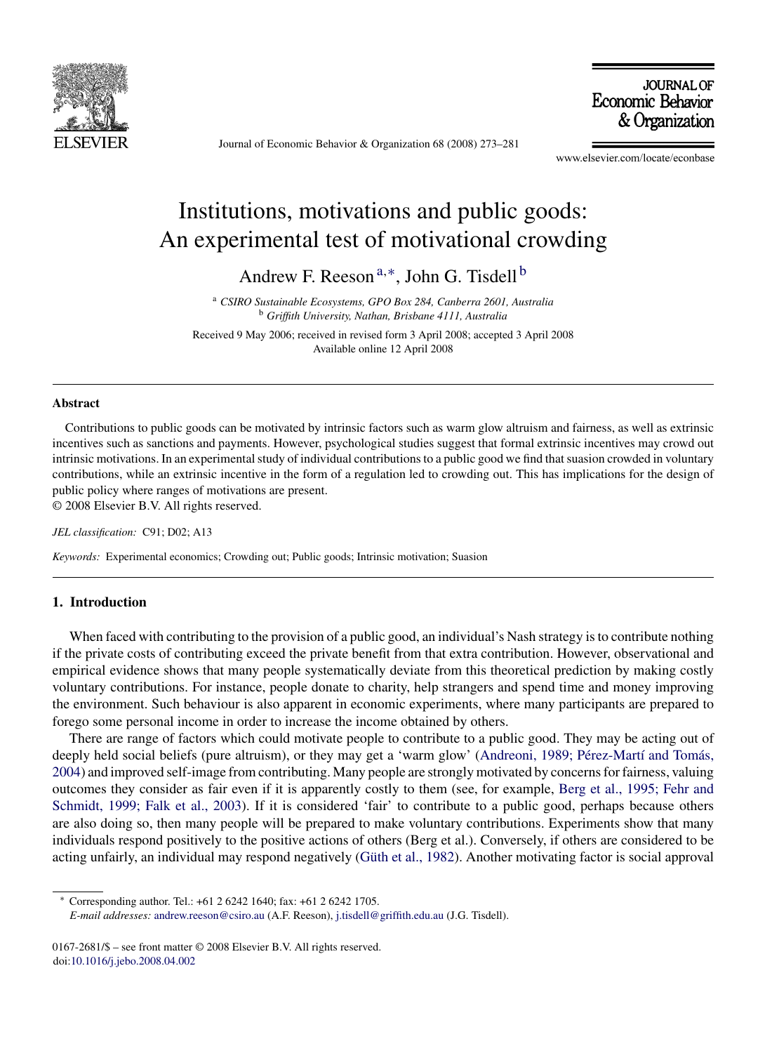# Institutions, motivations and public goods: An experimental test of motivational crowding

Andrew F. Reeson[a,*], John G. Tisdell[b]

[a] *CSIRO Sustainable Ecosystems, GPO Box 284, Canberra 2601, Australia*
[b] *Griffith University, Nathan, Brisbane 4111, Australia*

Received 9 May 2006; received in revised form 3 April 2008; accepted 3 April 2008
Available online 12 April 2008

---

## Abstract

Contributions to public goods can be motivated by intrinsic factors such as warm glow altruism and fairness, as well as extrinsic incentives such as sanctions and payments. However, psychological studies suggest that formal extrinsic incentives may crowd out intrinsic motivations. In an experimental study of individual contributions to a public good we find that suasion crowded in voluntary contributions, while an extrinsic incentive in the form of a regulation led to crowding out. This has implications for the design of public policy where ranges of motivations are present.

© 2008 Elsevier B.V. All rights reserved.

*JEL classification:* C91; D02; A13

*Keywords:* Experimental economics; Crowding out; Public goods; Intrinsic motivation; Suasion

---

## 1. Introduction

When faced with contributing to the provision of a public good, an individual's Nash strategy is to contribute nothing if the private costs of contributing exceed the private benefit from that extra contribution. However, observational and empirical evidence shows that many people systematically deviate from this theoretical prediction by making costly voluntary contributions. For instance, people donate to charity, help strangers and spend time and money improving the environment. Such behaviour is also apparent in economic experiments, where many participants are prepared to forego some personal income in order to increase the income obtained by others.

There are range of factors which could motivate people to contribute to a public good. They may be acting out of deeply held social beliefs (pure altruism), or they may get a 'warm glow' (Andreoni, 1989; Pérez-Martí and Tomás, 2004) and improved self-image from contributing. Many people are strongly motivated by concerns for fairness, valuing outcomes they consider as fair even if it is apparently costly to them (see, for example, Berg et al., 1995; Fehr and Schmidt, 1999; Falk et al., 2003). If it is considered 'fair' to contribute to a public good, perhaps because others are also doing so, then many people will be prepared to make voluntary contributions. Experiments show that many individuals respond positively to the positive actions of others (Berg et al.). Conversely, if others are considered to be acting unfairly, an individual may respond negatively (Güth et al., 1982). Another motivating factor is social approval

---

* Corresponding author. Tel.: +61 2 6242 1640; fax: +61 2 6242 1705.
*E-mail addresses:* andrew.reeson@csiro.au (A.F. Reeson), j.tisdell@griffith.edu.au (J.G. Tisdell).

0167-2681/$ – see front matter © 2008 Elsevier B.V. All rights reserved.
doi:10.1016/j.jebo.2008.04.002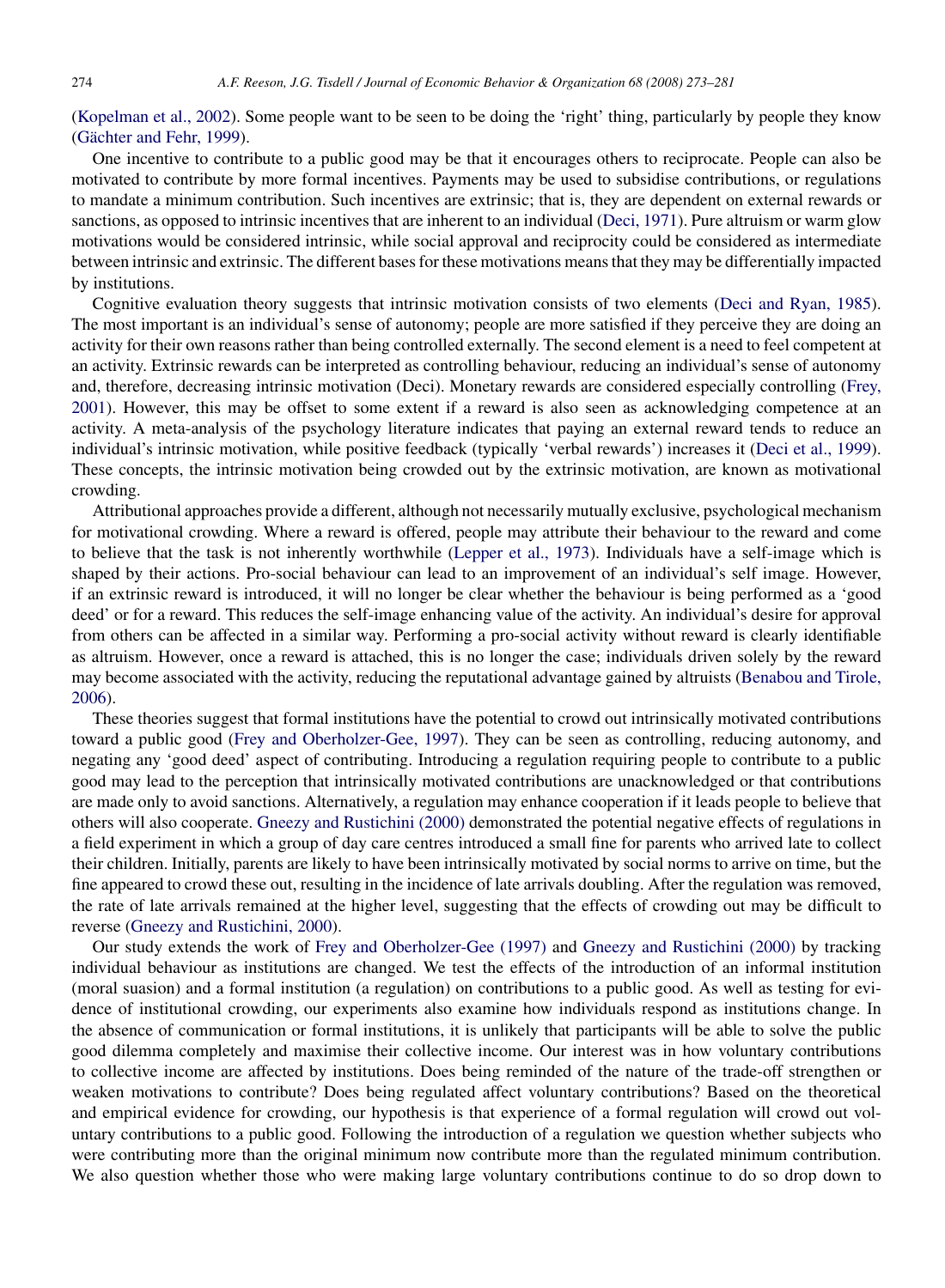(Kopelman et al., 2002). Some people want to be seen to be doing the 'right' thing, particularly by people they know (Gächter and Fehr, 1999).

One incentive to contribute to a public good may be that it encourages others to reciprocate. People can also be motivated to contribute by more formal incentives. Payments may be used to subsidise contributions, or regulations to mandate a minimum contribution. Such incentives are extrinsic; that is, they are dependent on external rewards or sanctions, as opposed to intrinsic incentives that are inherent to an individual (Deci, 1971). Pure altruism or warm glow motivations would be considered intrinsic, while social approval and reciprocity could be considered as intermediate between intrinsic and extrinsic. The different bases for these motivations means that they may be differentially impacted by institutions.

Cognitive evaluation theory suggests that intrinsic motivation consists of two elements (Deci and Ryan, 1985). The most important is an individual's sense of autonomy; people are more satisfied if they perceive they are doing an activity for their own reasons rather than being controlled externally. The second element is a need to feel competent at an activity. Extrinsic rewards can be interpreted as controlling behaviour, reducing an individual's sense of autonomy and, therefore, decreasing intrinsic motivation (Deci). Monetary rewards are considered especially controlling (Frey, 2001). However, this may be offset to some extent if a reward is also seen as acknowledging competence at an activity. A meta-analysis of the psychology literature indicates that paying an external reward tends to reduce an individual's intrinsic motivation, while positive feedback (typically 'verbal rewards') increases it (Deci et al., 1999). These concepts, the intrinsic motivation being crowded out by the extrinsic motivation, are known as motivational crowding.

Attributional approaches provide a different, although not necessarily mutually exclusive, psychological mechanism for motivational crowding. Where a reward is offered, people may attribute their behaviour to the reward and come to believe that the task is not inherently worthwhile (Lepper et al., 1973). Individuals have a self-image which is shaped by their actions. Pro-social behaviour can lead to an improvement of an individual's self image. However, if an extrinsic reward is introduced, it will no longer be clear whether the behaviour is being performed as a 'good deed' or for a reward. This reduces the self-image enhancing value of the activity. An individual's desire for approval from others can be affected in a similar way. Performing a pro-social activity without reward is clearly identifiable as altruism. However, once a reward is attached, this is no longer the case; individuals driven solely by the reward may become associated with the activity, reducing the reputational advantage gained by altruists (Benabou and Tirole, 2006).

These theories suggest that formal institutions have the potential to crowd out intrinsically motivated contributions toward a public good (Frey and Oberholzer-Gee, 1997). They can be seen as controlling, reducing autonomy, and negating any 'good deed' aspect of contributing. Introducing a regulation requiring people to contribute to a public good may lead to the perception that intrinsically motivated contributions are unacknowledged or that contributions are made only to avoid sanctions. Alternatively, a regulation may enhance cooperation if it leads people to believe that others will also cooperate. Gneezy and Rustichini (2000) demonstrated the potential negative effects of regulations in a field experiment in which a group of day care centres introduced a small fine for parents who arrived late to collect their children. Initially, parents are likely to have been intrinsically motivated by social norms to arrive on time, but the fine appeared to crowd these out, resulting in the incidence of late arrivals doubling. After the regulation was removed, the rate of late arrivals remained at the higher level, suggesting that the effects of crowding out may be difficult to reverse (Gneezy and Rustichini, 2000).

Our study extends the work of Frey and Oberholzer-Gee (1997) and Gneezy and Rustichini (2000) by tracking individual behaviour as institutions are changed. We test the effects of the introduction of an informal institution (moral suasion) and a formal institution (a regulation) on contributions to a public good. As well as testing for evidence of institutional crowding, our experiments also examine how individuals respond as institutions change. In the absence of communication or formal institutions, it is unlikely that participants will be able to solve the public good dilemma completely and maximise their collective income. Our interest was in how voluntary contributions to collective income are affected by institutions. Does being reminded of the nature of the trade-off strengthen or weaken motivations to contribute? Does being regulated affect voluntary contributions? Based on the theoretical and empirical evidence for crowding, our hypothesis is that experience of a formal regulation will crowd out voluntary contributions to a public good. Following the introduction of a regulation we question whether subjects who were contributing more than the original minimum now contribute more than the regulated minimum contribution. We also question whether those who were making large voluntary contributions continue to do so drop down to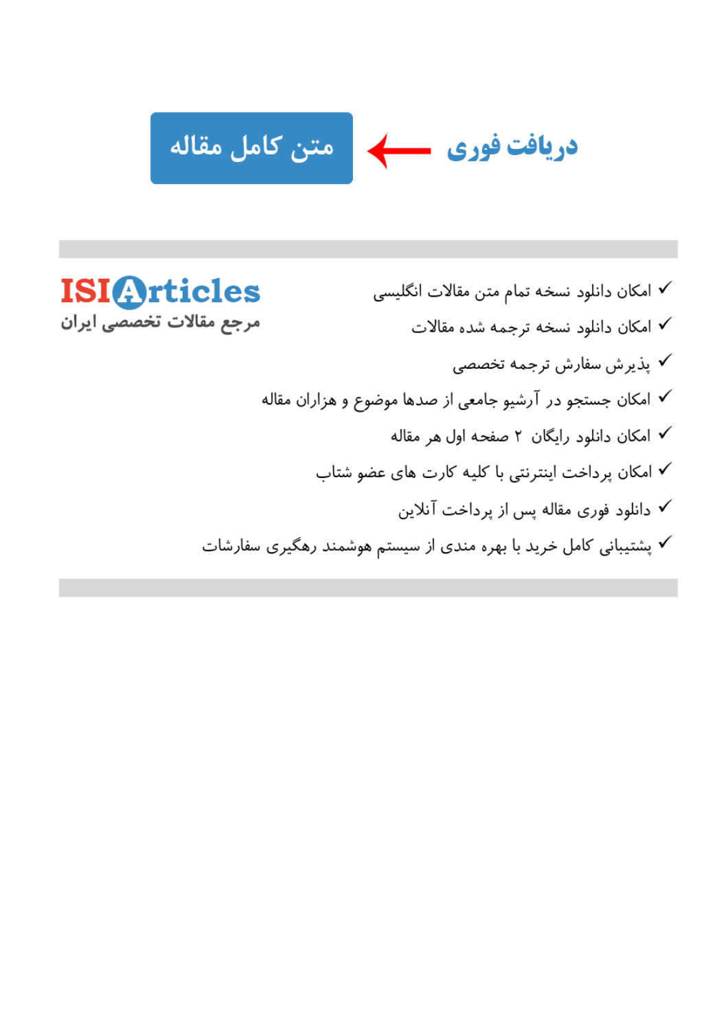دریافت فوری ← متن کامل مقاله

ISIArticles
مرجع مقالات تخصصی ایران

- ✓ امکان دانلود نسخه تمام متن مقالات انگلیسی
- ✓ امکان دانلود نسخه ترجمه شده مقالات
- ✓ پذیرش سفارش ترجمه تخصصی
- ✓ امکان جستجو در آرشیو جامعی از صدها موضوع و هزاران مقاله
- ✓ امکان دانلود رایگان ۲ صفحه اول هر مقاله
- ✓ امکان پرداخت اینترنتی با کلیه کارت های عضو شتاب
- ✓ دانلود فوری مقاله پس از پرداخت آنلاین
- ✓ پشتیبانی کامل خرید با بهره مندی از سیستم هوشمند رهگیری سفارشات